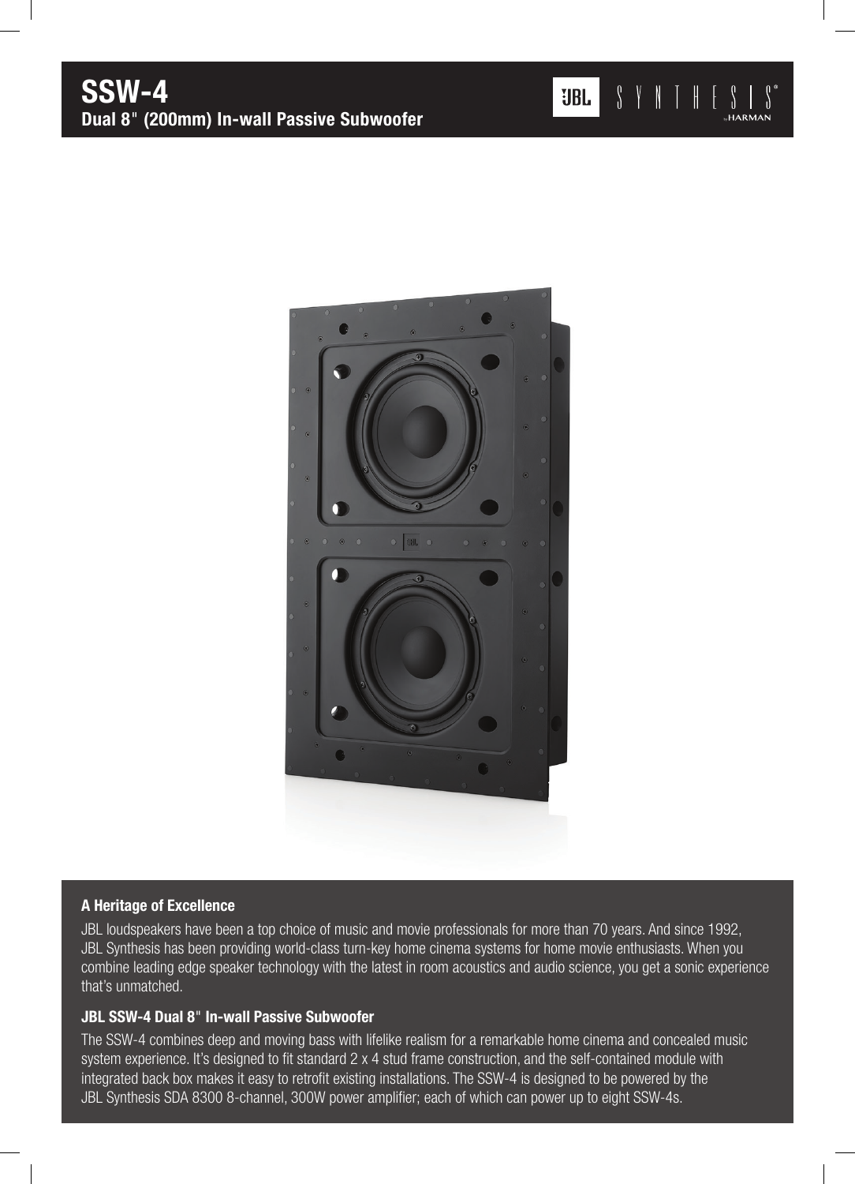# SSW-4

**Dual 8" (200mm) In-wall Passive Subwoofer**

JBL SYNTHESIS by HARMAN

### A Heritage of Excellence

JBL loudspeakers have been a top choice of music and movie professionals for more than 70 years. And since 1992, JBL Synthesis has been providing world-class turn-key home cinema systems for home movie enthusiasts. When you combine leading edge speaker technology with the latest in room acoustics and audio science, you get a sonic experience that's unmatched.

### JBL SSW-4 Dual 8" In-wall Passive Subwoofer

The SSW-4 combines deep and moving bass with lifelike realism for a remarkable home cinema and concealed music system experience. It's designed to fit standard 2 x 4 stud frame construction, and the self-contained module with integrated back box makes it easy to retrofit existing installations. The SSW-4 is designed to be powered by the JBL Synthesis SDA 8300 8-channel, 300W power amplifier; each of which can power up to eight SSW-4s.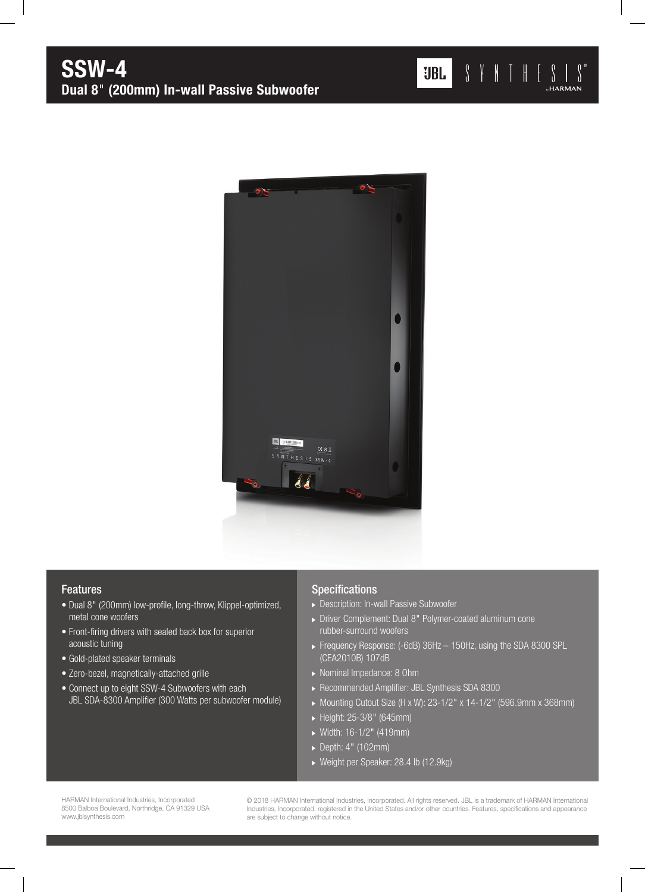# SSW-4

## Dual 8" (200mm) In-wall Passive Subwoofer

JBL SYNTHESIS by HARMAN

### Features

- Dual 8" (200mm) low-profile, long-throw, Klippel-optimized, metal cone woofers
- Front-firing drivers with sealed back box for superior acoustic tuning
- Gold-plated speaker terminals
- Zero-bezel, magnetically-attached grille
- Connect up to eight SSW-4 Subwoofers with each JBL SDA-8300 Amplifier (300 Watts per subwoofer module)

### Specifications

- Description: In-wall Passive Subwoofer
- Driver Complement: Dual 8" Polymer-coated aluminum cone rubber-surround woofers
- Frequency Response: (-6dB) 36Hz – 150Hz, using the SDA 8300 SPL (CEA2010B) 107dB
- Nominal Impedance: 8 Ohm
- Recommended Amplifier: JBL Synthesis SDA 8300
- Mounting Cutout Size (H x W): 23-1/2" x 14-1/2" (596.9mm x 368mm)
- Height: 25-3/8" (645mm)
- Width: 16-1/2" (419mm)
- Depth: 4" (102mm)
- Weight per Speaker: 28.4 lb (12.9kg)

HARMAN International Industries, Incorporated
8500 Balboa Boulevard, Northridge, CA 91329 USA
www.jblsynthesis.com

© 2018 HARMAN International Industries, Incorporated. All rights reserved. JBL is a trademark of HARMAN International Industries, Incorporated, registered in the United States and/or other countries. Features, specifications and appearance are subject to change without notice.